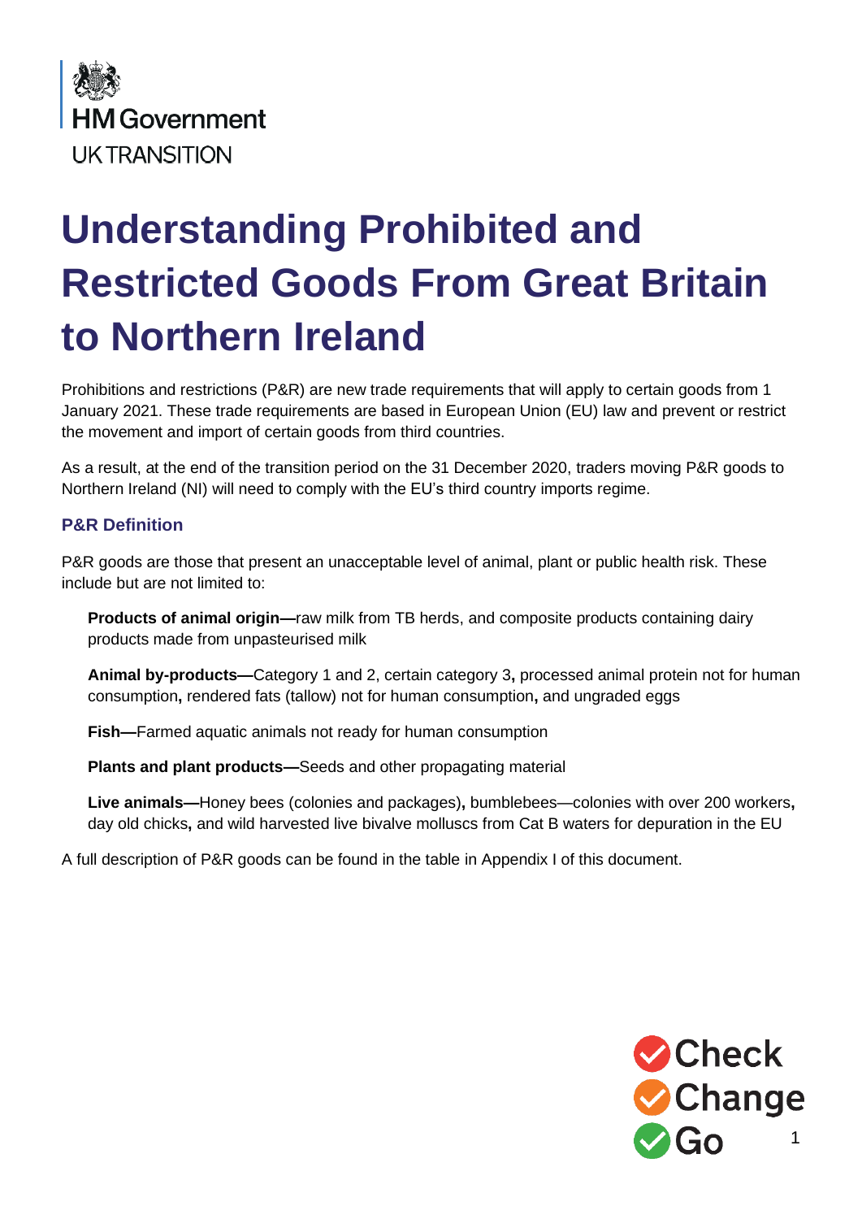HM Government

UK TRANSITION

# Understanding Prohibited and Restricted Goods From Great Britain to Northern Ireland

Prohibitions and restrictions (P&R) are new trade requirements that will apply to certain goods from 1 January 2021. These trade requirements are based in European Union (EU) law and prevent or restrict the movement and import of certain goods from third countries.

As a result, at the end of the transition period on the 31 December 2020, traders moving P&R goods to Northern Ireland (NI) will need to comply with the EU's third country imports regime.

### P&R Definition

P&R goods are those that present an unacceptable level of animal, plant or public health risk. These include but are not limited to:

**Products of animal origin—**raw milk from TB herds, and composite products containing dairy products made from unpasteurised milk

**Animal by-products—**Category 1 and 2, certain category 3**,** processed animal protein not for human consumption**,** rendered fats (tallow) not for human consumption**,** and ungraded eggs

**Fish—**Farmed aquatic animals not ready for human consumption

**Plants and plant products—**Seeds and other propagating material

**Live animals—**Honey bees (colonies and packages)**,** bumblebees—colonies with over 200 workers**,** day old chicks**,** and wild harvested live bivalve molluscs from Cat B waters for depuration in the EU

A full description of P&R goods can be found in the table in Appendix I of this document.

Check
Change
Go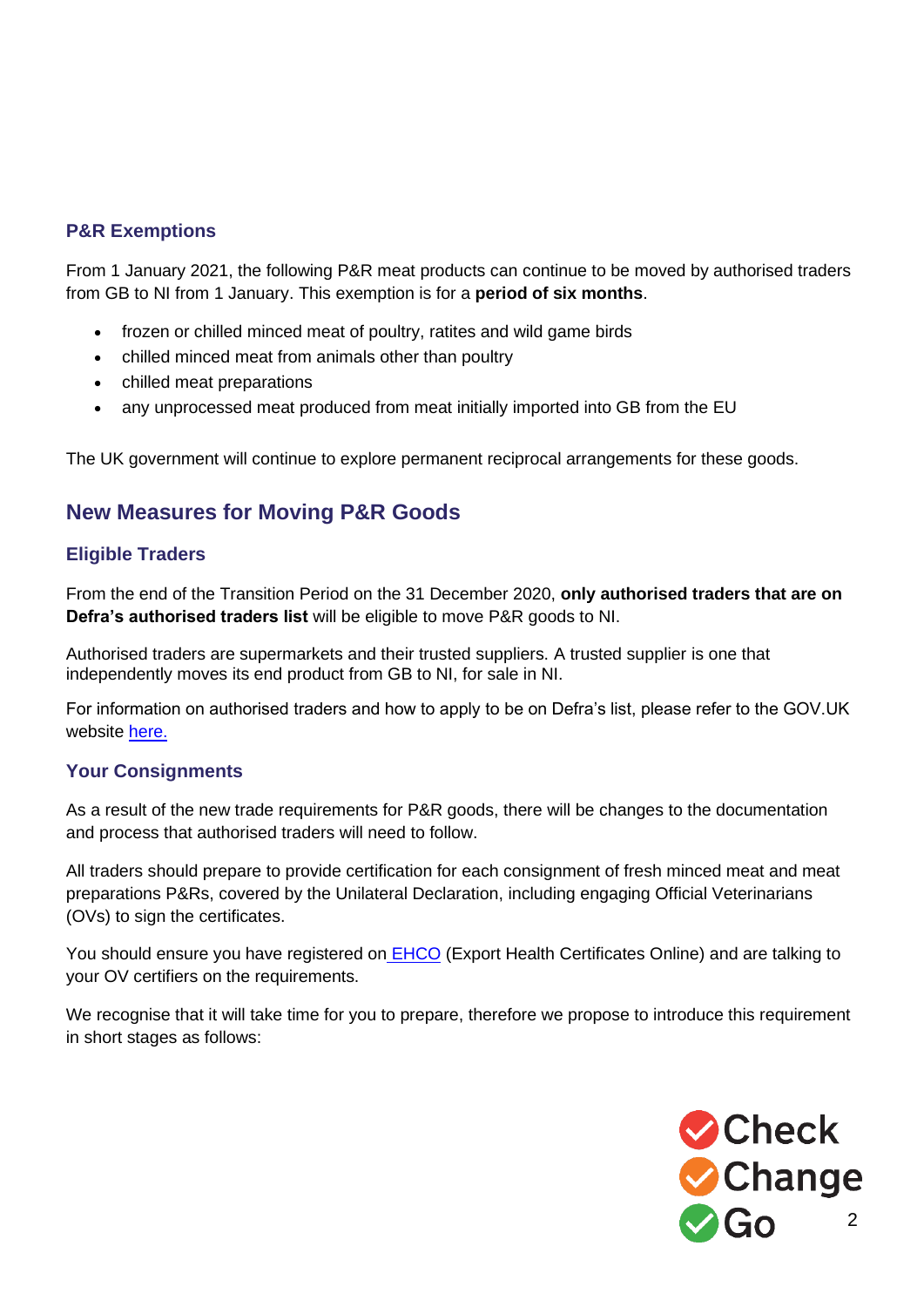### P&R Exemptions

From 1 January 2021, the following P&R meat products can continue to be moved by authorised traders from GB to NI from 1 January. This exemption is for a **period of six months**.

- frozen or chilled minced meat of poultry, ratites and wild game birds
- chilled minced meat from animals other than poultry
- chilled meat preparations
- any unprocessed meat produced from meat initially imported into GB from the EU

The UK government will continue to explore permanent reciprocal arrangements for these goods.

## New Measures for Moving P&R Goods

### Eligible Traders

From the end of the Transition Period on the 31 December 2020, **only authorised traders that are on Defra's authorised traders list** will be eligible to move P&R goods to NI.

Authorised traders are supermarkets and their trusted suppliers. A trusted supplier is one that independently moves its end product from GB to NI, for sale in NI.

For information on authorised traders and how to apply to be on Defra's list, please refer to the GOV.UK website here.

### Your Consignments

As a result of the new trade requirements for P&R goods, there will be changes to the documentation and process that authorised traders will need to follow.

All traders should prepare to provide certification for each consignment of fresh minced meat and meat preparations P&Rs, covered by the Unilateral Declaration, including engaging Official Veterinarians (OVs) to sign the certificates.

You should ensure you have registered on EHCO (Export Health Certificates Online) and are talking to your OV certifiers on the requirements.

We recognise that it will take time for you to prepare, therefore we propose to introduce this requirement in short stages as follows: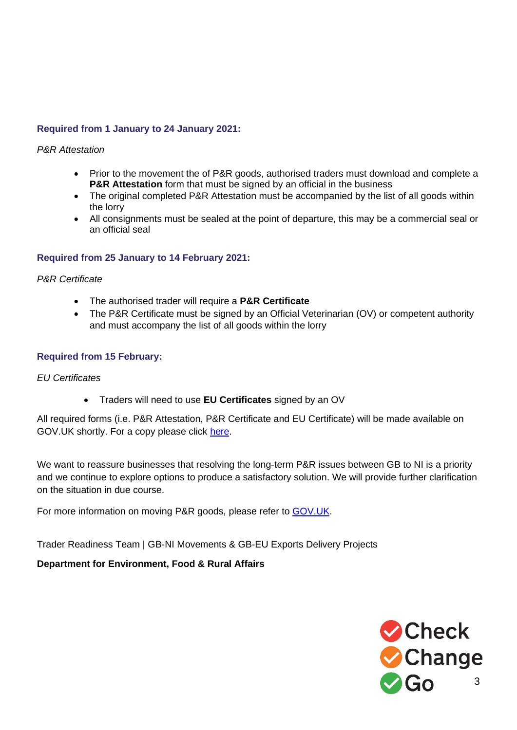**Required from 1 January to 24 January 2021:**

*P&R Attestation*

- Prior to the movement the of P&R goods, authorised traders must download and complete a **P&R Attestation** form that must be signed by an official in the business
- The original completed P&R Attestation must be accompanied by the list of all goods within the lorry
- All consignments must be sealed at the point of departure, this may be a commercial seal or an official seal

**Required from 25 January to 14 February 2021:**

*P&R Certificate*

- The authorised trader will require a **P&R Certificate**
- The P&R Certificate must be signed by an Official Veterinarian (OV) or competent authority and must accompany the list of all goods within the lorry

**Required from 15 February:**

*EU Certificates*

- Traders will need to use **EU Certificates** signed by an OV

All required forms (i.e. P&R Attestation, P&R Certificate and EU Certificate) will be made available on GOV.UK shortly. For a copy please click here.

We want to reassure businesses that resolving the long-term P&R issues between GB to NI is a priority and we continue to explore options to produce a satisfactory solution. We will provide further clarification on the situation in due course.

For more information on moving P&R goods, please refer to GOV.UK.

Trader Readiness Team | GB-NI Movements & GB-EU Exports Delivery Projects

**Department for Environment, Food & Rural Affairs**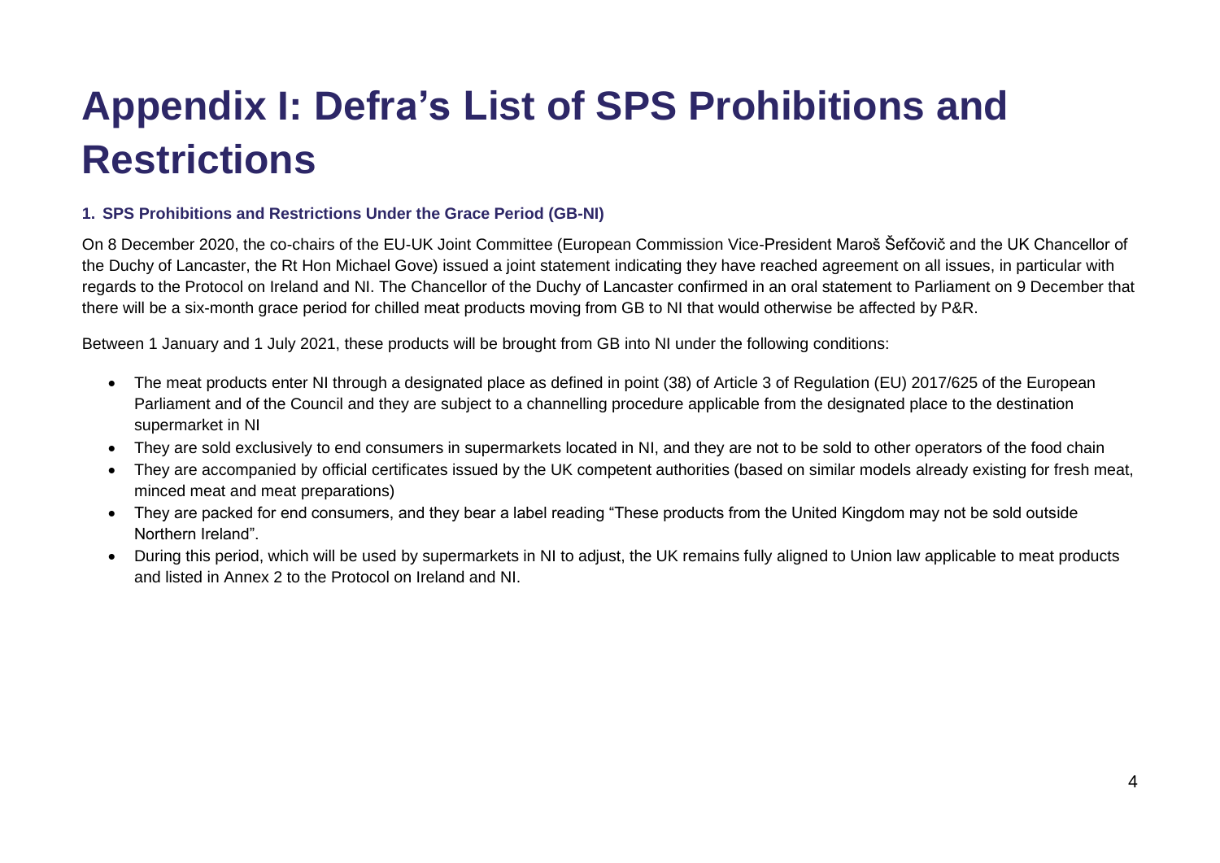# Appendix I: Defra's List of SPS Prohibitions and Restrictions

### 1. SPS Prohibitions and Restrictions Under the Grace Period (GB-NI)

On 8 December 2020, the co-chairs of the EU-UK Joint Committee (European Commission Vice-President Maroš Šefčovič and the UK Chancellor of the Duchy of Lancaster, the Rt Hon Michael Gove) issued a joint statement indicating they have reached agreement on all issues, in particular with regards to the Protocol on Ireland and NI. The Chancellor of the Duchy of Lancaster confirmed in an oral statement to Parliament on 9 December that there will be a six-month grace period for chilled meat products moving from GB to NI that would otherwise be affected by P&R.

Between 1 January and 1 July 2021, these products will be brought from GB into NI under the following conditions:

- The meat products enter NI through a designated place as defined in point (38) of Article 3 of Regulation (EU) 2017/625 of the European Parliament and of the Council and they are subject to a channelling procedure applicable from the designated place to the destination supermarket in NI
- They are sold exclusively to end consumers in supermarkets located in NI, and they are not to be sold to other operators of the food chain
- They are accompanied by official certificates issued by the UK competent authorities (based on similar models already existing for fresh meat, minced meat and meat preparations)
- They are packed for end consumers, and they bear a label reading "These products from the United Kingdom may not be sold outside Northern Ireland".
- During this period, which will be used by supermarkets in NI to adjust, the UK remains fully aligned to Union law applicable to meat products and listed in Annex 2 to the Protocol on Ireland and NI.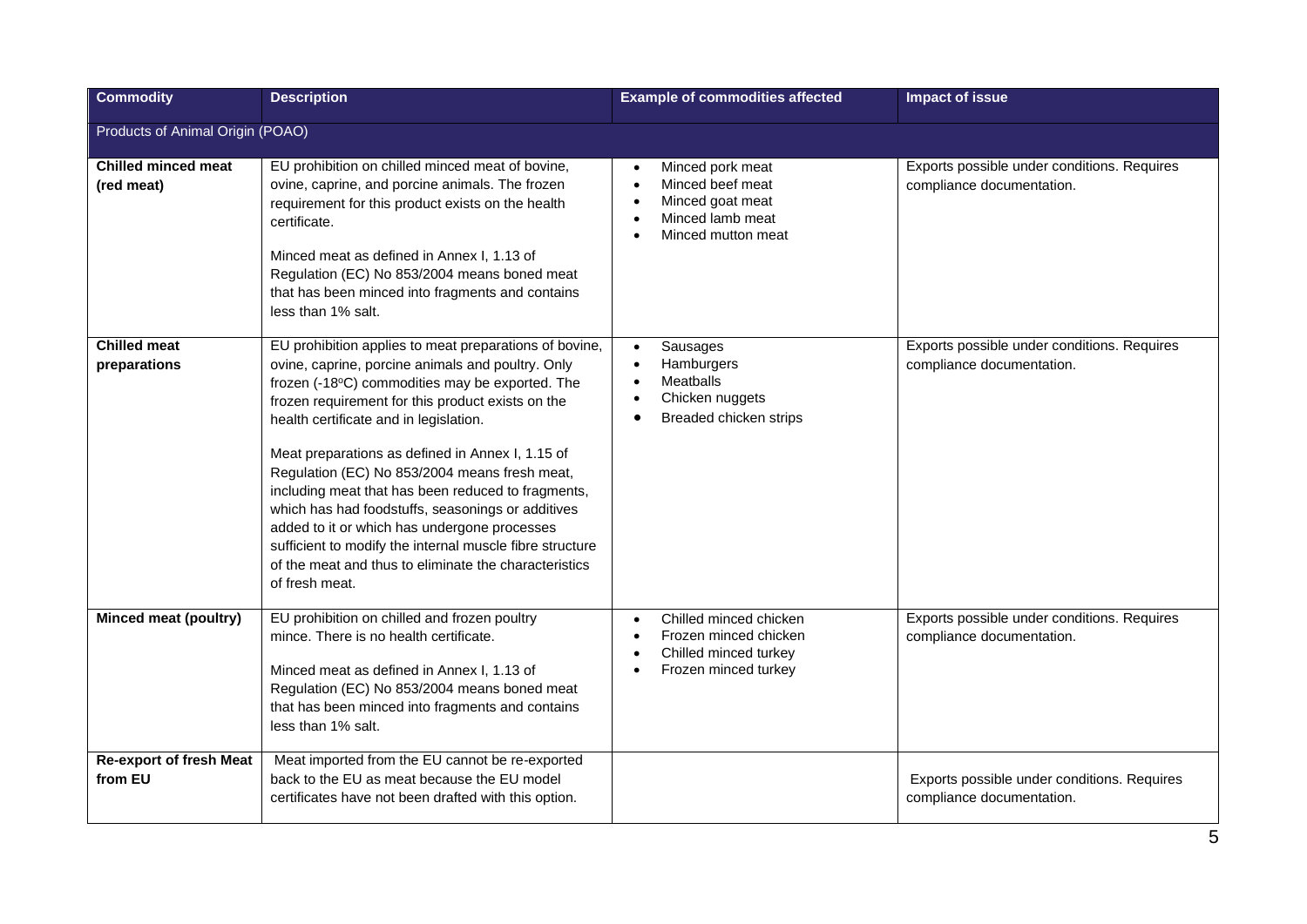| Commodity | Description | Example of commodities affected | Impact of issue |
|---|---|---|---|
| Products of Animal Origin (POAO) | | | |
| **Chilled minced meat (red meat)** | EU prohibition on chilled minced meat of bovine, ovine, caprine, and porcine animals. The frozen requirement for this product exists on the health certificate.<br><br>Minced meat as defined in Annex I, 1.13 of Regulation (EC) No 853/2004 means boned meat that has been minced into fragments and contains less than 1% salt. | • Minced pork meat<br>• Minced beef meat<br>• Minced goat meat<br>• Minced lamb meat<br>• Minced mutton meat | Exports possible under conditions. Requires compliance documentation. |
| **Chilled meat preparations** | EU prohibition applies to meat preparations of bovine, ovine, caprine, porcine animals and poultry. Only frozen (-18ºC) commodities may be exported. The frozen requirement for this product exists on the health certificate and in legislation.<br><br>Meat preparations as defined in Annex I, 1.15 of Regulation (EC) No 853/2004 means fresh meat, including meat that has been reduced to fragments, which has had foodstuffs, seasonings or additives added to it or which has undergone processes sufficient to modify the internal muscle fibre structure of the meat and thus to eliminate the characteristics of fresh meat. | • Sausages<br>• Hamburgers<br>• Meatballs<br>• Chicken nuggets<br>• Breaded chicken strips | Exports possible under conditions. Requires compliance documentation. |
| **Minced meat (poultry)** | EU prohibition on chilled and frozen poultry mince. There is no health certificate.<br><br>Minced meat as defined in Annex I, 1.13 of Regulation (EC) No 853/2004 means boned meat that has been minced into fragments and contains less than 1% salt. | • Chilled minced chicken<br>• Frozen minced chicken<br>• Chilled minced turkey<br>• Frozen minced turkey | Exports possible under conditions. Requires compliance documentation. |
| **Re-export of fresh Meat from EU** | Meat imported from the EU cannot be re-exported back to the EU as meat because the EU model certificates have not been drafted with this option. | | Exports possible under conditions. Requires compliance documentation. |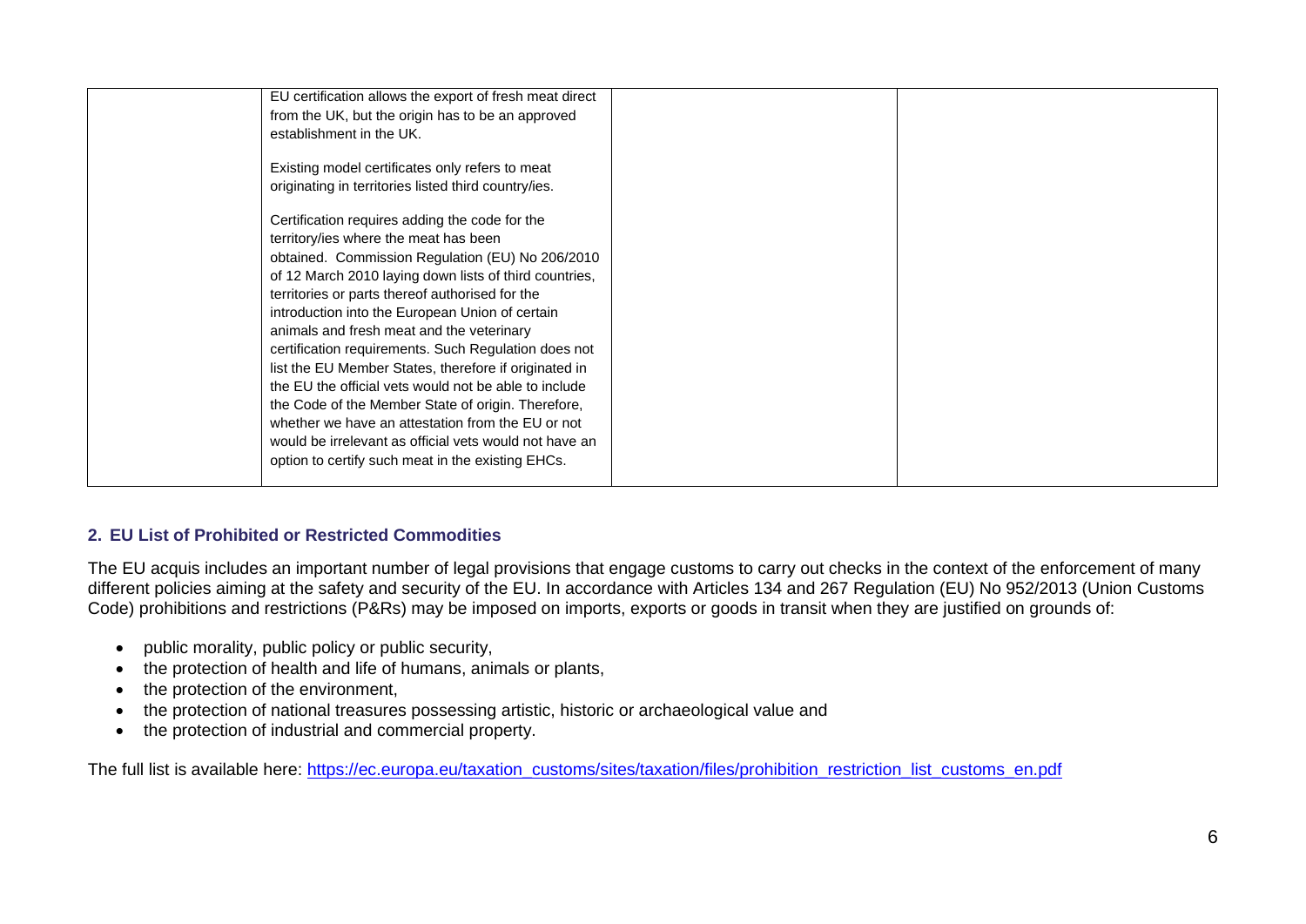| | | | |
|---|---|---|---|
| | EU certification allows the export of fresh meat direct from the UK, but the origin has to be an approved establishment in the UK.<br><br>Existing model certificates only refers to meat originating in territories listed third country/ies.<br><br>Certification requires adding the code for the territory/ies where the meat has been obtained. Commission Regulation (EU) No 206/2010 of 12 March 2010 laying down lists of third countries, territories or parts thereof authorised for the introduction into the European Union of certain animals and fresh meat and the veterinary certification requirements. Such Regulation does not list the EU Member States, therefore if originated in the EU the official vets would not be able to include the Code of the Member State of origin. Therefore, whether we have an attestation from the EU or not would be irrelevant as official vets would not have an option to certify such meat in the existing EHCs. | | |

## 2. EU List of Prohibited or Restricted Commodities

The EU acquis includes an important number of legal provisions that engage customs to carry out checks in the context of the enforcement of many different policies aiming at the safety and security of the EU. In accordance with Articles 134 and 267 Regulation (EU) No 952/2013 (Union Customs Code) prohibitions and restrictions (P&Rs) may be imposed on imports, exports or goods in transit when they are justified on grounds of:

- public morality, public policy or public security,
- the protection of health and life of humans, animals or plants,
- the protection of the environment,
- the protection of national treasures possessing artistic, historic or archaeological value and
- the protection of industrial and commercial property.

The full list is available here: https://ec.europa.eu/taxation_customs/sites/taxation/files/prohibition_restriction_list_customs_en.pdf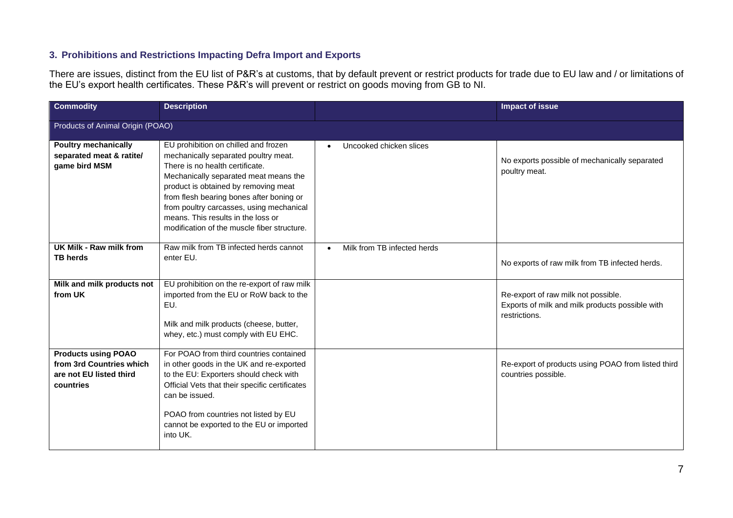### 3. Prohibitions and Restrictions Impacting Defra Import and Exports

There are issues, distinct from the EU list of P&R's at customs, that by default prevent or restrict products for trade due to EU law and / or limitations of the EU's export health certificates. These P&R's will prevent or restrict on goods moving from GB to NI.

| Commodity | Description | | Impact of issue |
|---|---|---|---|
| Products of Animal Origin (POAO) | | | |
| **Poultry mechanically separated meat & ratite/ game bird MSM** | EU prohibition on chilled and frozen mechanically separated poultry meat. There is no health certificate. Mechanically separated meat means the product is obtained by removing meat from flesh bearing bones after boning or from poultry carcasses, using mechanical means. This results in the loss or modification of the muscle fiber structure. | • Uncooked chicken slices | No exports possible of mechanically separated poultry meat. |
| **UK Milk - Raw milk from TB herds** | Raw milk from TB infected herds cannot enter EU. | • Milk from TB infected herds | No exports of raw milk from TB infected herds. |
| **Milk and milk products not from UK** | EU prohibition on the re-export of raw milk imported from the EU or RoW back to the EU.<br><br>Milk and milk products (cheese, butter, whey, etc.) must comply with EU EHC. | | Re-export of raw milk not possible.<br>Exports of milk and milk products possible with restrictions. |
| **Products using POAO from 3rd Countries which are not EU listed third countries** | For POAO from third countries contained in other goods in the UK and re-exported to the EU: Exporters should check with Official Vets that their specific certificates can be issued.<br><br>POAO from countries not listed by EU cannot be exported to the EU or imported into UK. | | Re-export of products using POAO from listed third countries possible. |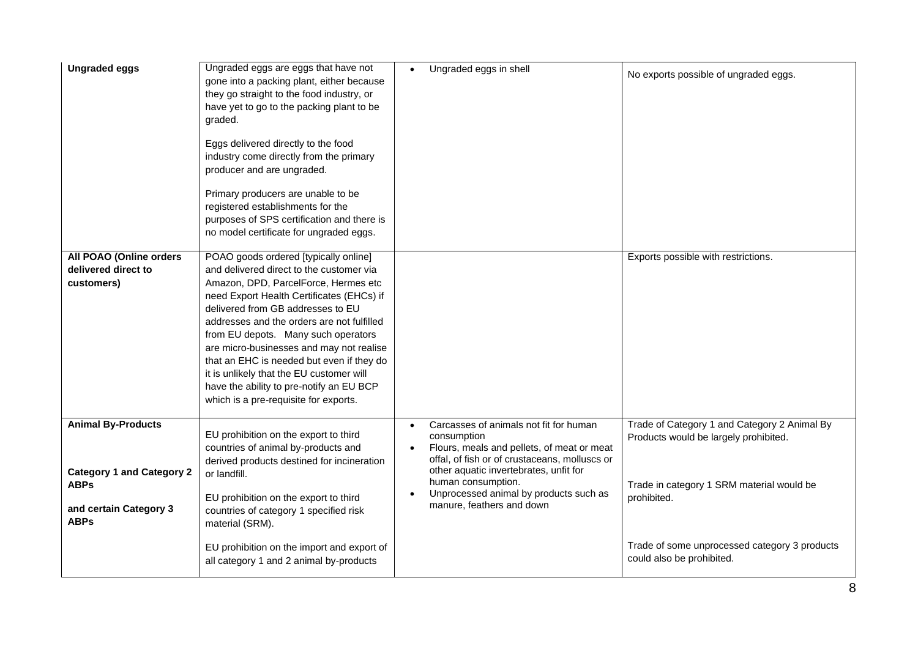| | | | |
|---|---|---|---|
| **Ungraded eggs** | Ungraded eggs are eggs that have not gone into a packing plant, either because they go straight to the food industry, or have yet to go to the packing plant to be graded.<br><br>Eggs delivered directly to the food industry come directly from the primary producer and are ungraded.<br><br>Primary producers are unable to be registered establishments for the purposes of SPS certification and there is no model certificate for ungraded eggs. | • Ungraded eggs in shell | No exports possible of ungraded eggs. |
| **All POAO (Online orders delivered direct to customers)** | POAO goods ordered [typically online] and delivered direct to the customer via Amazon, DPD, ParcelForce, Hermes etc need Export Health Certificates (EHCs) if delivered from GB addresses to EU addresses and the orders are not fulfilled from EU depots. Many such operators are micro-businesses and may not realise that an EHC is needed but even if they do it is unlikely that the EU customer will have the ability to pre-notify an EU BCP which is a pre-requisite for exports. | | Exports possible with restrictions. |
| **Animal By-Products**<br><br>**Category 1 and Category 2 ABPs**<br><br>**and certain Category 3 ABPs** | EU prohibition on the export to third countries of animal by-products and derived products destined for incineration or landfill.<br><br>EU prohibition on the export to third countries of category 1 specified risk material (SRM).<br><br>EU prohibition on the import and export of all category 1 and 2 animal by-products | • Carcasses of animals not fit for human consumption<br>• Flours, meals and pellets, of meat or meat offal, of fish or of crustaceans, molluscs or other aquatic invertebrates, unfit for human consumption.<br>• Unprocessed animal by products such as manure, feathers and down | Trade of Category 1 and Category 2 Animal By Products would be largely prohibited.<br><br>Trade in category 1 SRM material would be prohibited.<br><br>Trade of some unprocessed category 3 products could also be prohibited. |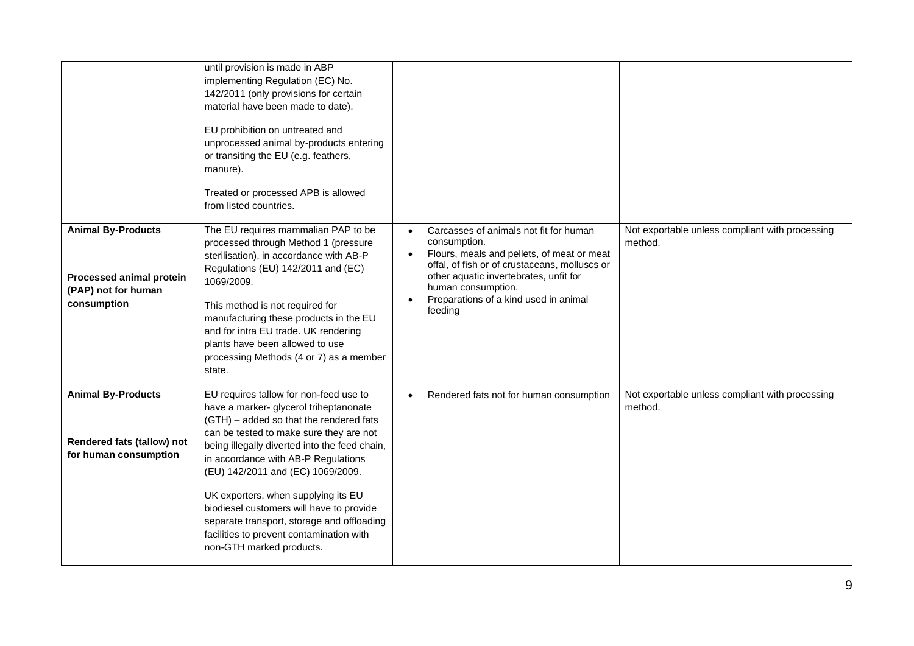| | | | |
|---|---|---|---|
| | until provision is made in ABP implementing Regulation (EC) No. 142/2011 (only provisions for certain material have been made to date).<br><br>EU prohibition on untreated and unprocessed animal by-products entering or transiting the EU (e.g. feathers, manure).<br><br>Treated or processed APB is allowed from listed countries. | | |
| **Animal By-Products**<br><br>**Processed animal protein (PAP) not for human consumption** | The EU requires mammalian PAP to be processed through Method 1 (pressure sterilisation), in accordance with AB-P Regulations (EU) 142/2011 and (EC) 1069/2009.<br><br>This method is not required for manufacturing these products in the EU and for intra EU trade. UK rendering plants have been allowed to use processing Methods (4 or 7) as a member state. | • Carcasses of animals not fit for human consumption.<br>• Flours, meals and pellets, of meat or meat offal, of fish or of crustaceans, molluscs or other aquatic invertebrates, unfit for human consumption.<br>• Preparations of a kind used in animal feeding | Not exportable unless compliant with processing method. |
| **Animal By-Products**<br><br>**Rendered fats (tallow) not for human consumption** | EU requires tallow for non-feed use to have a marker- glycerol triheptanonate (GTH) – added so that the rendered fats can be tested to make sure they are not being illegally diverted into the feed chain, in accordance with AB-P Regulations (EU) 142/2011 and (EC) 1069/2009.<br><br>UK exporters, when supplying its EU biodiesel customers will have to provide separate transport, storage and offloading facilities to prevent contamination with non-GTH marked products. | • Rendered fats not for human consumption | Not exportable unless compliant with processing method. |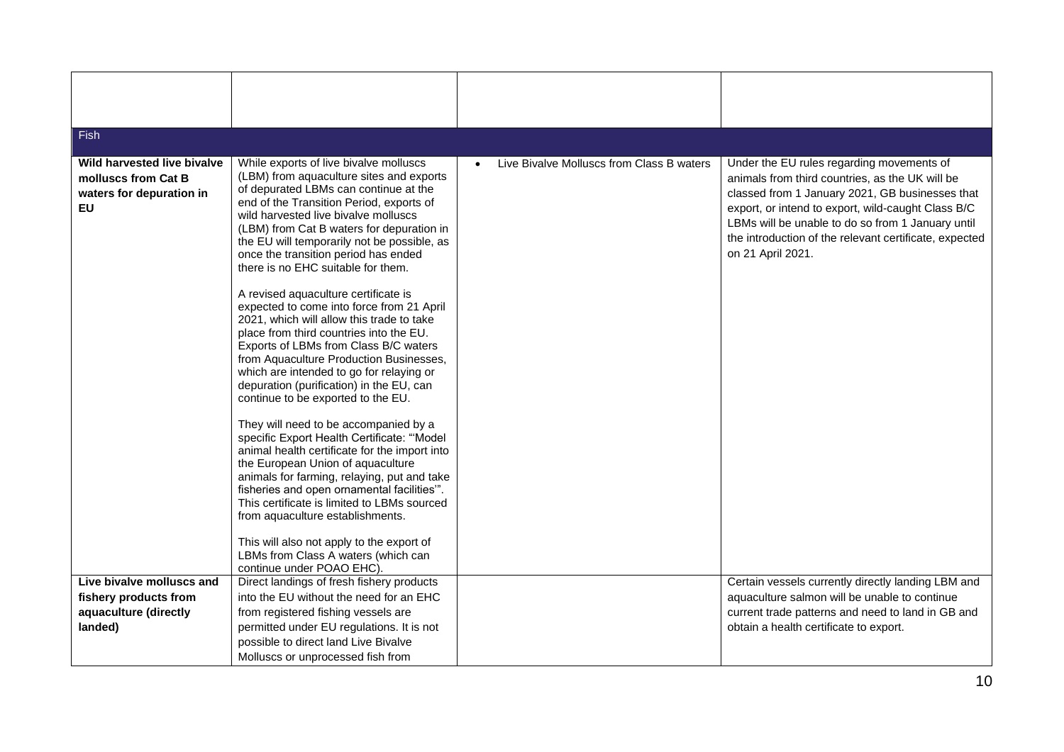| | | | |
|---|---|---|---|
| **Fish** | | | |
| **Wild harvested live bivalve molluscs from Cat B waters for depuration in EU** | While exports of live bivalve molluscs (LBM) from aquaculture sites and exports of depurated LBMs can continue at the end of the Transition Period, exports of wild harvested live bivalve molluscs (LBM) from Cat B waters for depuration in the EU will temporarily not be possible, as once the transition period has ended there is no EHC suitable for them.<br><br>A revised aquaculture certificate is expected to come into force from 21 April 2021, which will allow this trade to take place from third countries into the EU. Exports of LBMs from Class B/C waters from Aquaculture Production Businesses, which are intended to go for relaying or depuration (purification) in the EU, can continue to be exported to the EU.<br><br>They will need to be accompanied by a specific Export Health Certificate: "'Model animal health certificate for the import into the European Union of aquaculture animals for farming, relaying, put and take fisheries and open ornamental facilities'". This certificate is limited to LBMs sourced from aquaculture establishments.<br><br>This will also not apply to the export of LBMs from Class A waters (which can continue under POAO EHC). | • Live Bivalve Molluscs from Class B waters | Under the EU rules regarding movements of animals from third countries, as the UK will be classed from 1 January 2021, GB businesses that export, or intend to export, wild-caught Class B/C LBMs will be unable to do so from 1 January until the introduction of the relevant certificate, expected on 21 April 2021. |
| **Live bivalve molluscs and fishery products from aquaculture (directly landed)** | Direct landings of fresh fishery products into the EU without the need for an EHC from registered fishing vessels are permitted under EU regulations. It is not possible to direct land Live Bivalve Molluscs or unprocessed fish from | | Certain vessels currently directly landing LBM and aquaculture salmon will be unable to continue current trade patterns and need to land in GB and obtain a health certificate to export. |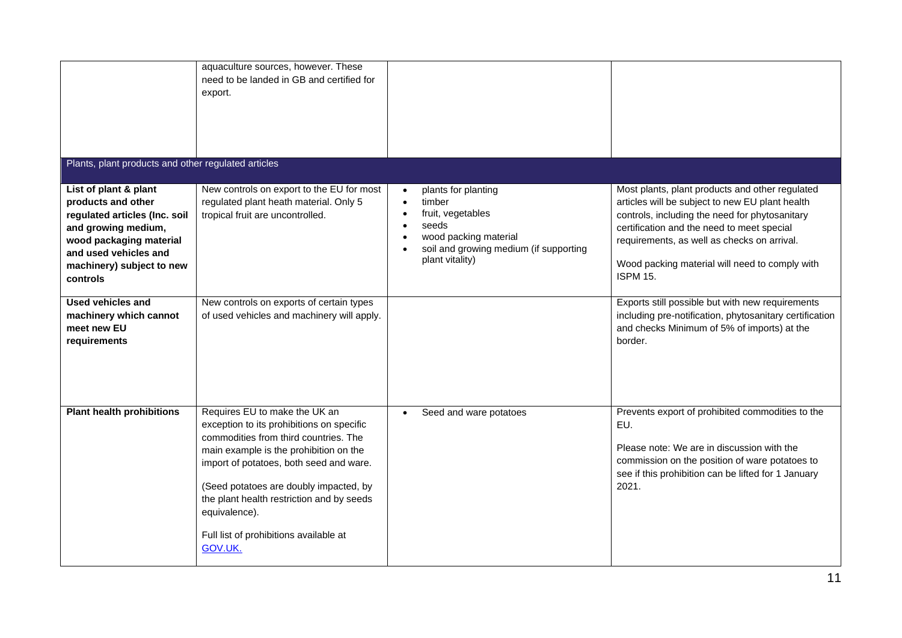| | | | |
|---|---|---|---|
| | aquaculture sources, however. These need to be landed in GB and certified for export. | | |
| **Plants, plant products and other regulated articles** | | | |
| **List of plant & plant products and other regulated articles (Inc. soil and growing medium, wood packaging material and used vehicles and machinery) subject to new controls** | New controls on export to the EU for most regulated plant heath material. Only 5 tropical fruit are uncontrolled. | • plants for planting<br>• timber<br>• fruit, vegetables<br>• seeds<br>• wood packing material<br>• soil and growing medium (if supporting plant vitality) | Most plants, plant products and other regulated articles will be subject to new EU plant health controls, including the need for phytosanitary certification and the need to meet special requirements, as well as checks on arrival.<br><br>Wood packing material will need to comply with ISPM 15. |
| **Used vehicles and machinery which cannot meet new EU requirements** | New controls on exports of certain types of used vehicles and machinery will apply. | | Exports still possible but with new requirements including pre-notification, phytosanitary certification and checks Minimum of 5% of imports) at the border. |
| **Plant health prohibitions** | Requires EU to make the UK an exception to its prohibitions on specific commodities from third countries. The main example is the prohibition on the import of potatoes, both seed and ware.<br><br>(Seed potatoes are doubly impacted, by the plant health restriction and by seeds equivalence).<br><br>Full list of prohibitions available at GOV.UK. | • Seed and ware potatoes | Prevents export of prohibited commodities to the EU.<br><br>Please note: We are in discussion with the commission on the position of ware potatoes to see if this prohibition can be lifted for 1 January 2021. |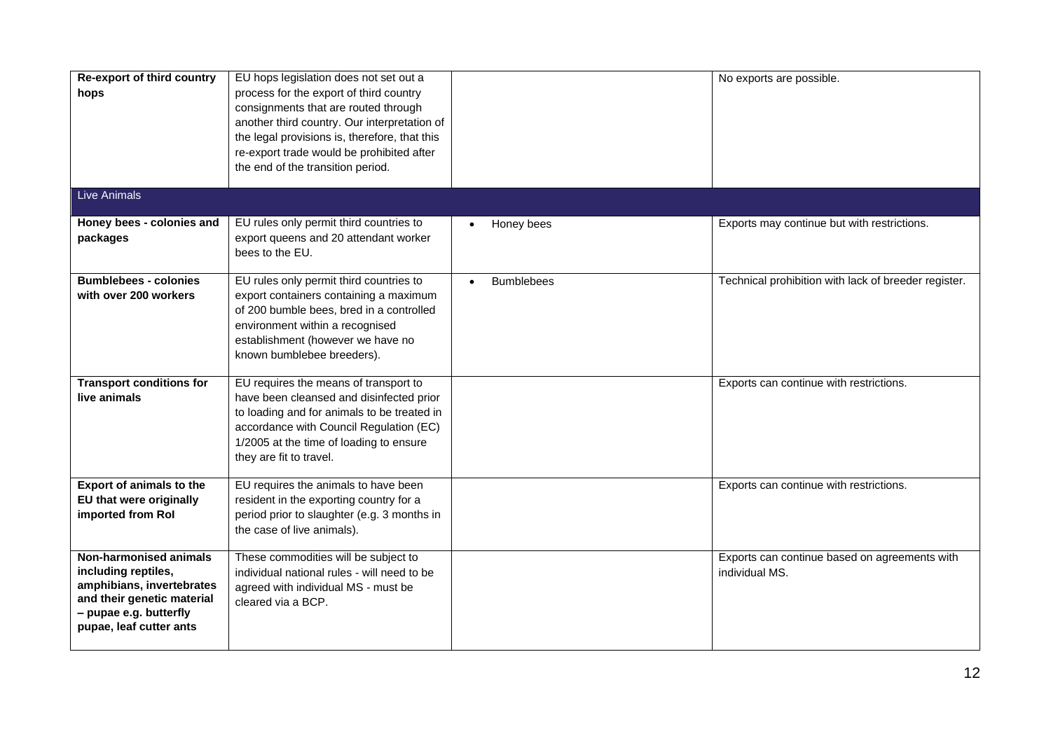| | | | |
|---|---|---|---|
| **Re-export of third country hops** | EU hops legislation does not set out a process for the export of third country consignments that are routed through another third country. Our interpretation of the legal provisions is, therefore, that this re-export trade would be prohibited after the end of the transition period. | | No exports are possible. |
| Live Animals | | | |
| **Honey bees - colonies and packages** | EU rules only permit third countries to export queens and 20 attendant worker bees to the EU. | • Honey bees | Exports may continue but with restrictions. |
| **Bumblebees - colonies with over 200 workers** | EU rules only permit third countries to export containers containing a maximum of 200 bumble bees, bred in a controlled environment within a recognised establishment (however we have no known bumblebee breeders). | • Bumblebees | Technical prohibition with lack of breeder register. |
| **Transport conditions for live animals** | EU requires the means of transport to have been cleansed and disinfected prior to loading and for animals to be treated in accordance with Council Regulation (EC) 1/2005 at the time of loading to ensure they are fit to travel. | | Exports can continue with restrictions. |
| **Export of animals to the EU that were originally imported from RoI** | EU requires the animals to have been resident in the exporting country for a period prior to slaughter (e.g. 3 months in the case of live animals). | | Exports can continue with restrictions. |
| **Non-harmonised animals including reptiles, amphibians, invertebrates and their genetic material – pupae e.g. butterfly pupae, leaf cutter ants** | These commodities will be subject to individual national rules - will need to be agreed with individual MS - must be cleared via a BCP. | | Exports can continue based on agreements with individual MS. |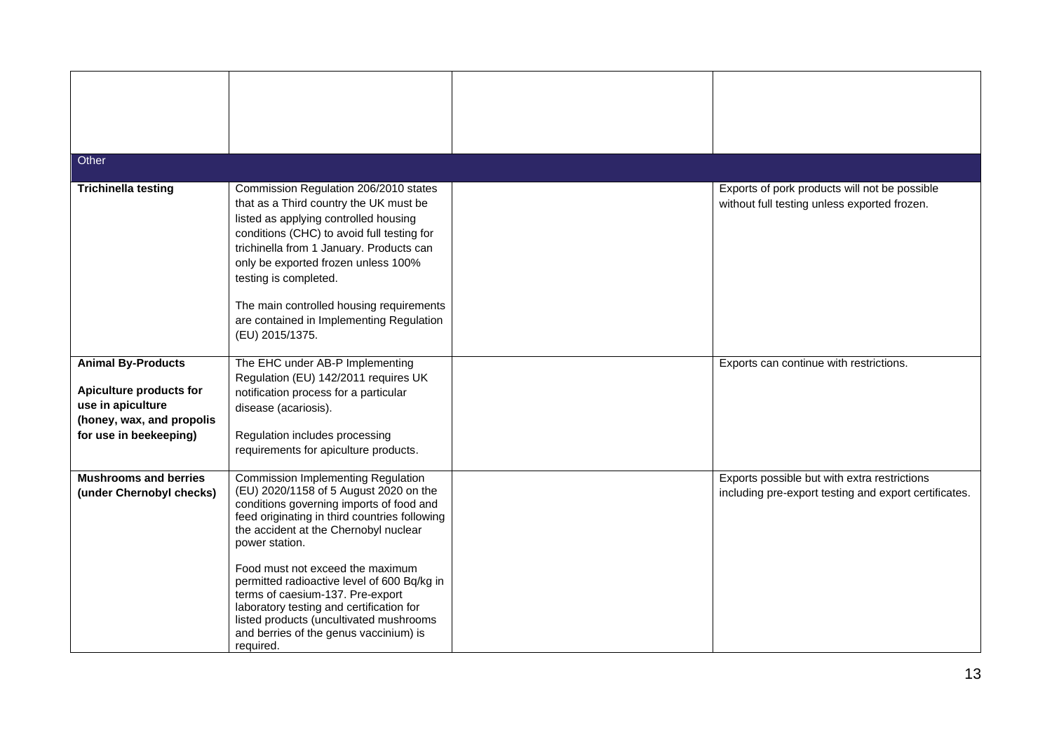| | | | |
|---|---|---|---|
| | | | |
| **Other** | | | |
| **Trichinella testing** | Commission Regulation 206/2010 states that as a Third country the UK must be listed as applying controlled housing conditions (CHC) to avoid full testing for trichinella from 1 January. Products can only be exported frozen unless 100% testing is completed.<br><br>The main controlled housing requirements are contained in Implementing Regulation (EU) 2015/1375. | | Exports of pork products will not be possible without full testing unless exported frozen. |
| **Animal By-Products**<br><br>**Apiculture products for use in apiculture (honey, wax, and propolis for use in beekeeping)** | The EHC under AB-P Implementing Regulation (EU) 142/2011 requires UK notification process for a particular disease (acariosis).<br><br>Regulation includes processing requirements for apiculture products. | | Exports can continue with restrictions. |
| **Mushrooms and berries (under Chernobyl checks)** | Commission Implementing Regulation (EU) 2020/1158 of 5 August 2020 on the conditions governing imports of food and feed originating in third countries following the accident at the Chernobyl nuclear power station.<br><br>Food must not exceed the maximum permitted radioactive level of 600 Bq/kg in terms of caesium-137. Pre-export laboratory testing and certification for listed products (uncultivated mushrooms and berries of the genus vaccinium) is required. | | Exports possible but with extra restrictions including pre-export testing and export certificates. |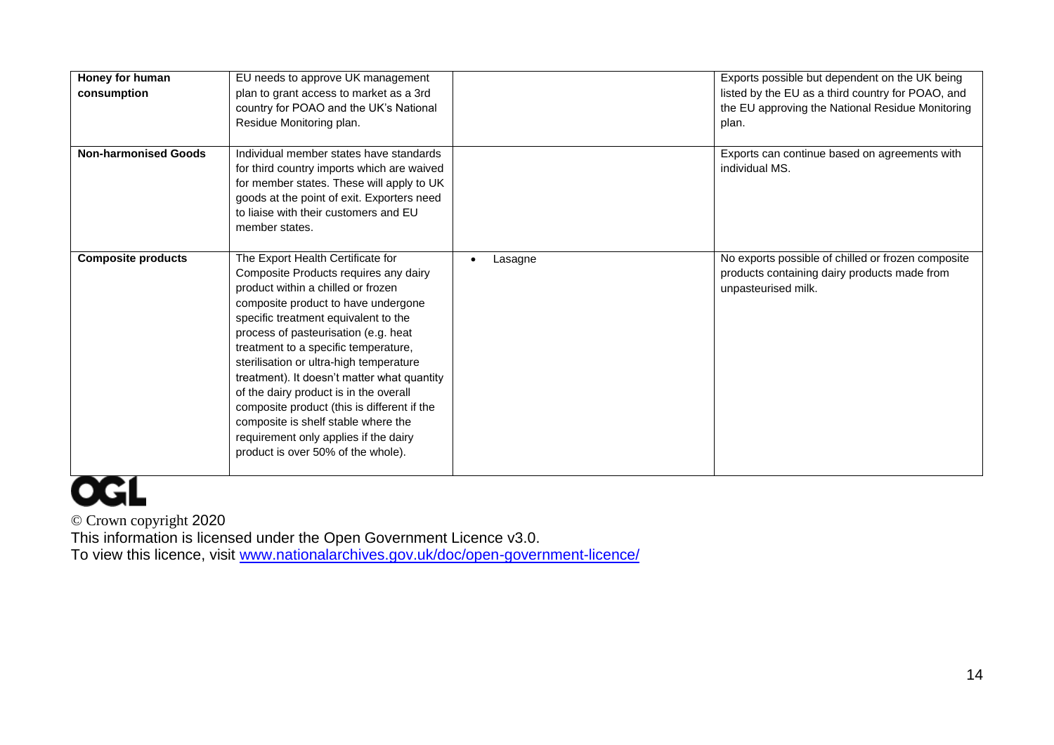| | | | |
|---|---|---|---|
| **Honey for human consumption** | EU needs to approve UK management plan to grant access to market as a 3rd country for POAO and the UK's National Residue Monitoring plan. | | Exports possible but dependent on the UK being listed by the EU as a third country for POAO, and the EU approving the National Residue Monitoring plan. |
| **Non-harmonised Goods** | Individual member states have standards for third country imports which are waived for member states. These will apply to UK goods at the point of exit. Exporters need to liaise with their customers and EU member states. | | Exports can continue based on agreements with individual MS. |
| **Composite products** | The Export Health Certificate for Composite Products requires any dairy product within a chilled or frozen composite product to have undergone specific treatment equivalent to the process of pasteurisation (e.g. heat treatment to a specific temperature, sterilisation or ultra-high temperature treatment). It doesn't matter what quantity of the dairy product is in the overall composite product (this is different if the composite is shelf stable where the requirement only applies if the dairy product is over 50% of the whole). | • Lasagne | No exports possible of chilled or frozen composite products containing dairy products made from unpasteurised milk. |

OGL

© Crown copyright 2020

This information is licensed under the Open Government Licence v3.0.

To view this licence, visit www.nationalarchives.gov.uk/doc/open-government-licence/